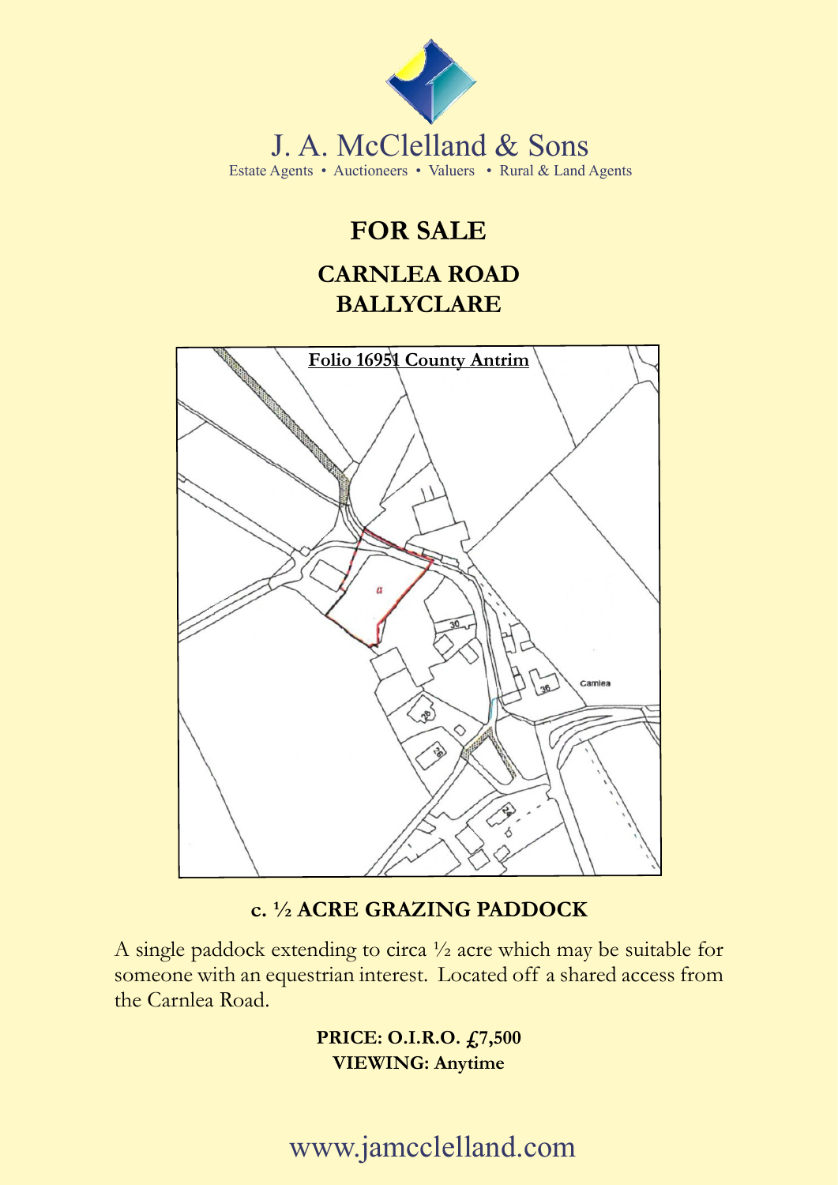J. A. McClelland & Sons

Estate Agents • Auctioneers • Valuers • Rural & Land Agents

# FOR SALE

## CARNLEA ROAD
## BALLYCLARE

**Folio 16951 County Antrim**

### c. ½ ACRE GRAZING PADDOCK

A single paddock extending to circa ½ acre which may be suitable for someone with an equestrian interest. Located off a shared access from the Carnlea Road.

**PRICE: O.I.R.O. £7,500**
**VIEWING: Anytime**

www.jamcclelland.com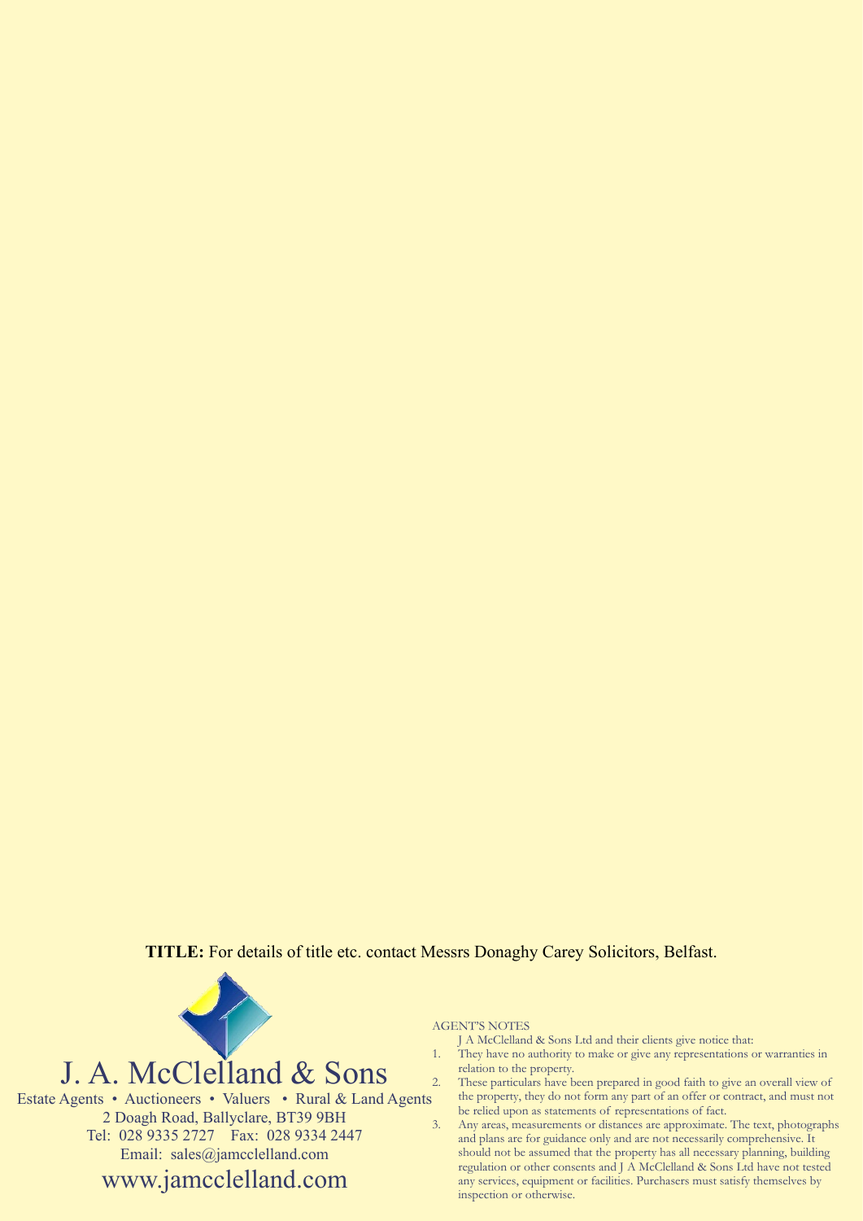**TITLE:** For details of title etc. contact Messrs Donaghy Carey Solicitors, Belfast.

# J. A. McClelland & Sons

Estate Agents • Auctioneers • Valuers • Rural & Land Agents
2 Doagh Road, Ballyclare, BT39 9BH
Tel: 028 9335 2727 Fax: 028 9334 2447
Email: sales@jamcclelland.com
www.jamcclelland.com

AGENT'S NOTES

J A McClelland & Sons Ltd and their clients give notice that:

1. They have no authority to make or give any representations or warranties in relation to the property.
2. These particulars have been prepared in good faith to give an overall view of the property, they do not form any part of an offer or contract, and must not be relied upon as statements of representations of fact.
3. Any areas, measurements or distances are approximate. The text, photographs and plans are for guidance only and are not necessarily comprehensive. It should not be assumed that the property has all necessary planning, building regulation or other consents and J A McClelland & Sons Ltd have not tested any services, equipment or facilities. Purchasers must satisfy themselves by inspection or otherwise.